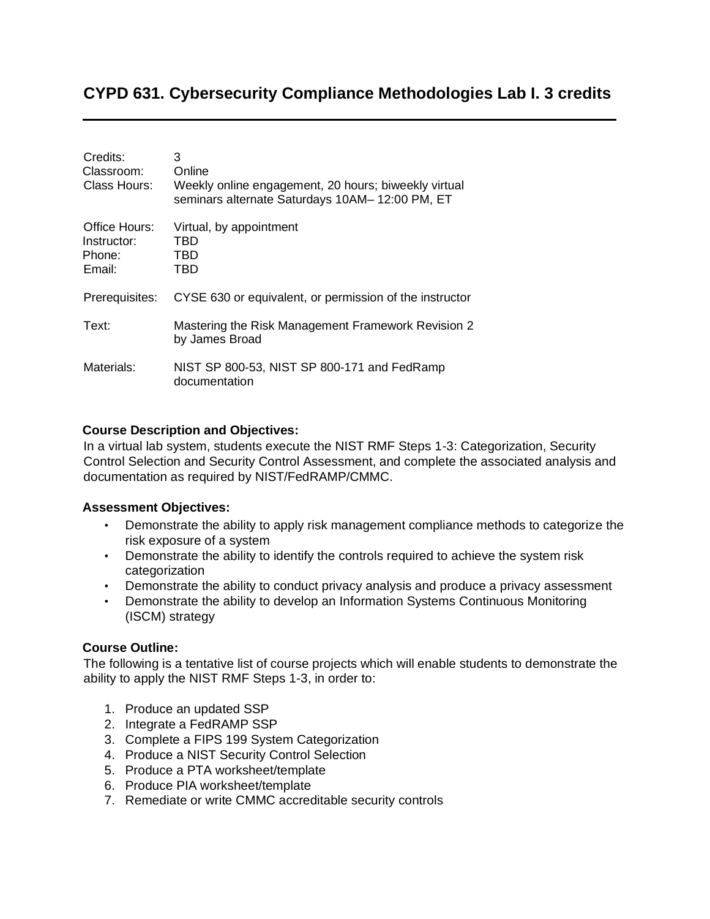# CYPD 631. Cybersecurity Compliance Methodologies Lab I. 3 credits

| | |
|---|---|
| Credits: | 3 |
| Classroom: | Online |
| Class Hours: | Weekly online engagement, 20 hours; biweekly virtual seminars alternate Saturdays 10AM– 12:00 PM, ET |
| Office Hours: | Virtual, by appointment |
| Instructor: | TBD |
| Phone: | TBD |
| Email: | TBD |
| Prerequisites: | CYSE 630 or equivalent, or permission of the instructor |
| Text: | Mastering the Risk Management Framework Revision 2 by James Broad |
| Materials: | NIST SP 800-53, NIST SP 800-171 and FedRamp documentation |

**Course Description and Objectives:**

In a virtual lab system, students execute the NIST RMF Steps 1-3: Categorization, Security Control Selection and Security Control Assessment, and complete the associated analysis and documentation as required by NIST/FedRAMP/CMMC.

**Assessment Objectives:**

- Demonstrate the ability to apply risk management compliance methods to categorize the risk exposure of a system
- Demonstrate the ability to identify the controls required to achieve the system risk categorization
- Demonstrate the ability to conduct privacy analysis and produce a privacy assessment
- Demonstrate the ability to develop an Information Systems Continuous Monitoring (ISCM) strategy

**Course Outline:**

The following is a tentative list of course projects which will enable students to demonstrate the ability to apply the NIST RMF Steps 1-3, in order to:

1. Produce an updated SSP
2. Integrate a FedRAMP SSP
3. Complete a FIPS 199 System Categorization
4. Produce a NIST Security Control Selection
5. Produce a PTA worksheet/template
6. Produce PIA worksheet/template
7. Remediate or write CMMC accreditable security controls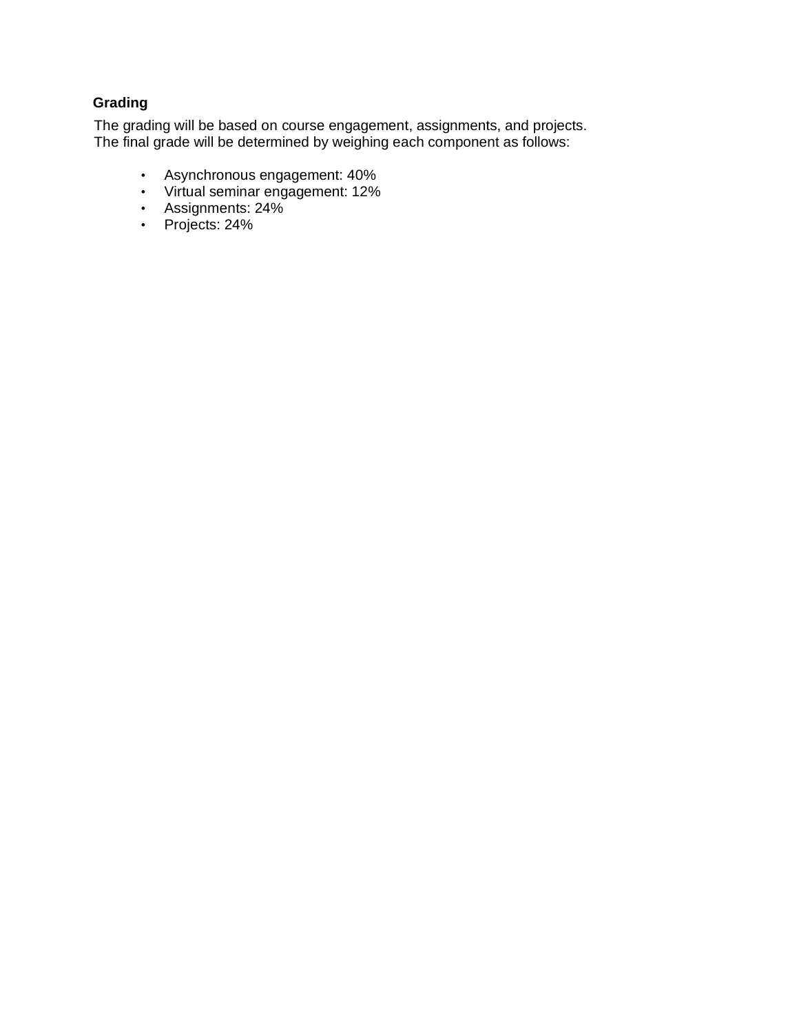### Grading

The grading will be based on course engagement, assignments, and projects. The final grade will be determined by weighing each component as follows:

- Asynchronous engagement: 40%
- Virtual seminar engagement: 12%
- Assignments: 24%
- Projects: 24%